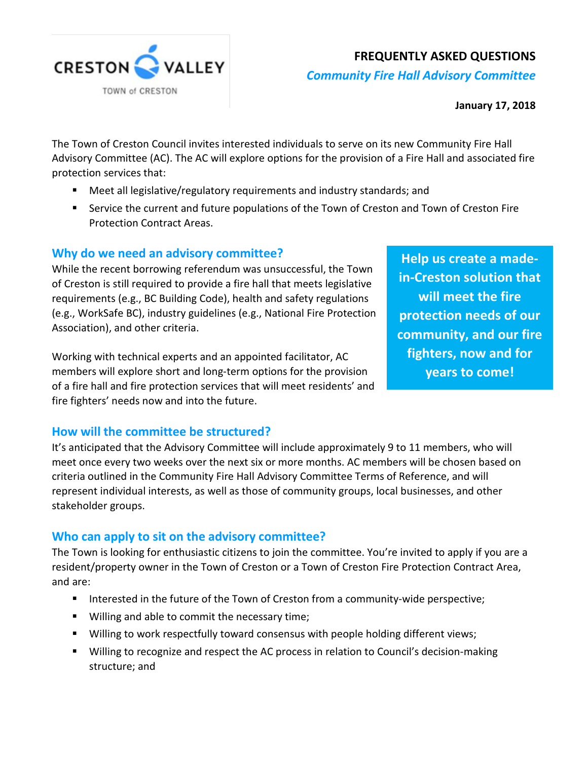CRESTON VALLEY

TOWN of CRESTON

# FREQUENTLY ASKED QUESTIONS

***Community Fire Hall Advisory Committee***

**January 17, 2018**

The Town of Creston Council invites interested individuals to serve on its new Community Fire Hall Advisory Committee (AC). The AC will explore options for the provision of a Fire Hall and associated fire protection services that:

- Meet all legislative/regulatory requirements and industry standards; and
- Service the current and future populations of the Town of Creston and Town of Creston Fire Protection Contract Areas.

## Why do we need an advisory committee?

While the recent borrowing referendum was unsuccessful, the Town of Creston is still required to provide a fire hall that meets legislative requirements (e.g., BC Building Code), health and safety regulations (e.g., WorkSafe BC), industry guidelines (e.g., National Fire Protection Association), and other criteria.

Working with technical experts and an appointed facilitator, AC members will explore short and long-term options for the provision of a fire hall and fire protection services that will meet residents' and fire fighters' needs now and into the future.

**Help us create a made-in-Creston solution that will meet the fire protection needs of our community, and our fire fighters, now and for years to come!**

## How will the committee be structured?

It's anticipated that the Advisory Committee will include approximately 9 to 11 members, who will meet once every two weeks over the next six or more months. AC members will be chosen based on criteria outlined in the Community Fire Hall Advisory Committee Terms of Reference, and will represent individual interests, as well as those of community groups, local businesses, and other stakeholder groups.

## Who can apply to sit on the advisory committee?

The Town is looking for enthusiastic citizens to join the committee. You're invited to apply if you are a resident/property owner in the Town of Creston or a Town of Creston Fire Protection Contract Area, and are:

- Interested in the future of the Town of Creston from a community-wide perspective;
- Willing and able to commit the necessary time;
- Willing to work respectfully toward consensus with people holding different views;
- Willing to recognize and respect the AC process in relation to Council's decision-making structure; and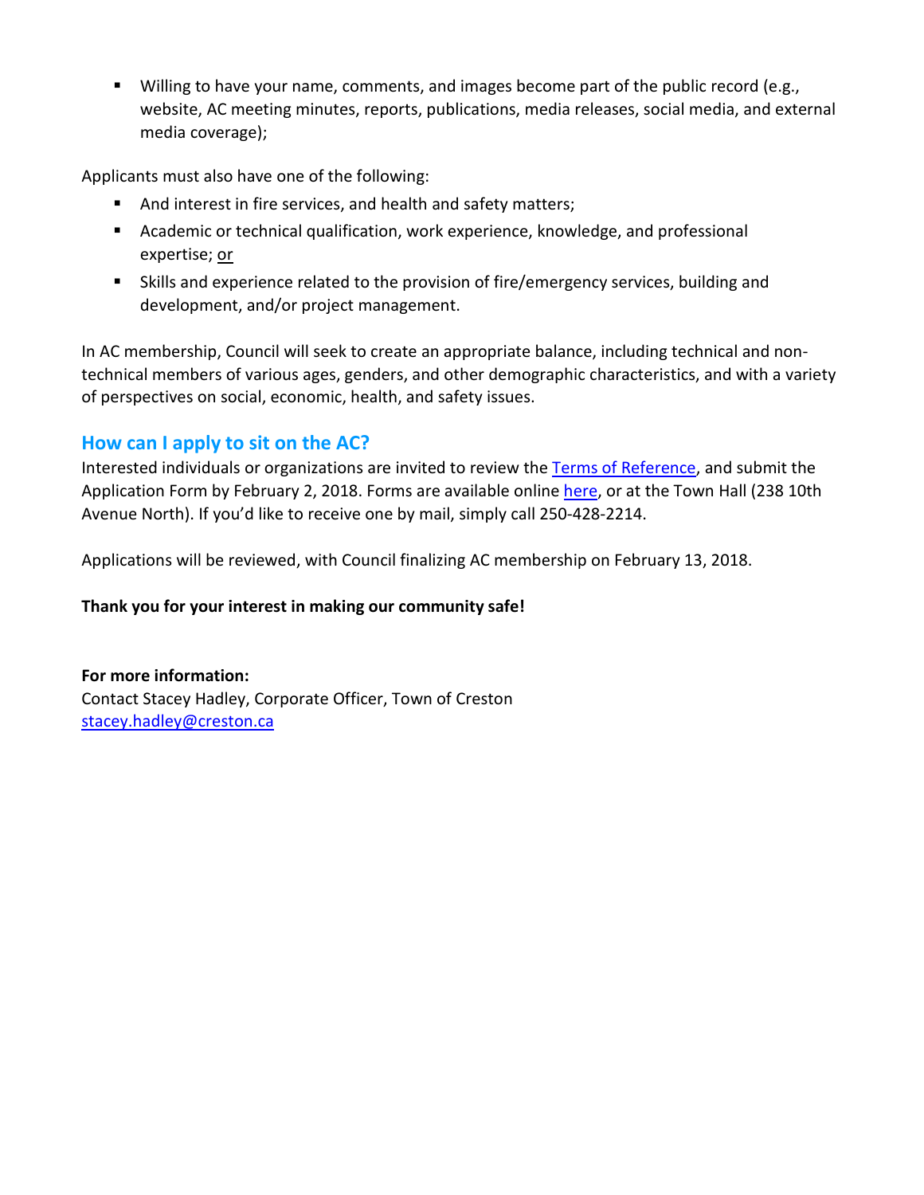- Willing to have your name, comments, and images become part of the public record (e.g., website, AC meeting minutes, reports, publications, media releases, social media, and external media coverage);

Applicants must also have one of the following:

- And interest in fire services, and health and safety matters;
- Academic or technical qualification, work experience, knowledge, and professional expertise; or
- Skills and experience related to the provision of fire/emergency services, building and development, and/or project management.

In AC membership, Council will seek to create an appropriate balance, including technical and non-technical members of various ages, genders, and other demographic characteristics, and with a variety of perspectives on social, economic, health, and safety issues.

## How can I apply to sit on the AC?

Interested individuals or organizations are invited to review the Terms of Reference, and submit the Application Form by February 2, 2018. Forms are available online here, or at the Town Hall (238 10th Avenue North). If you'd like to receive one by mail, simply call 250-428-2214.

Applications will be reviewed, with Council finalizing AC membership on February 13, 2018.

**Thank you for your interest in making our community safe!**

**For more information:**
Contact Stacey Hadley, Corporate Officer, Town of Creston
stacey.hadley@creston.ca